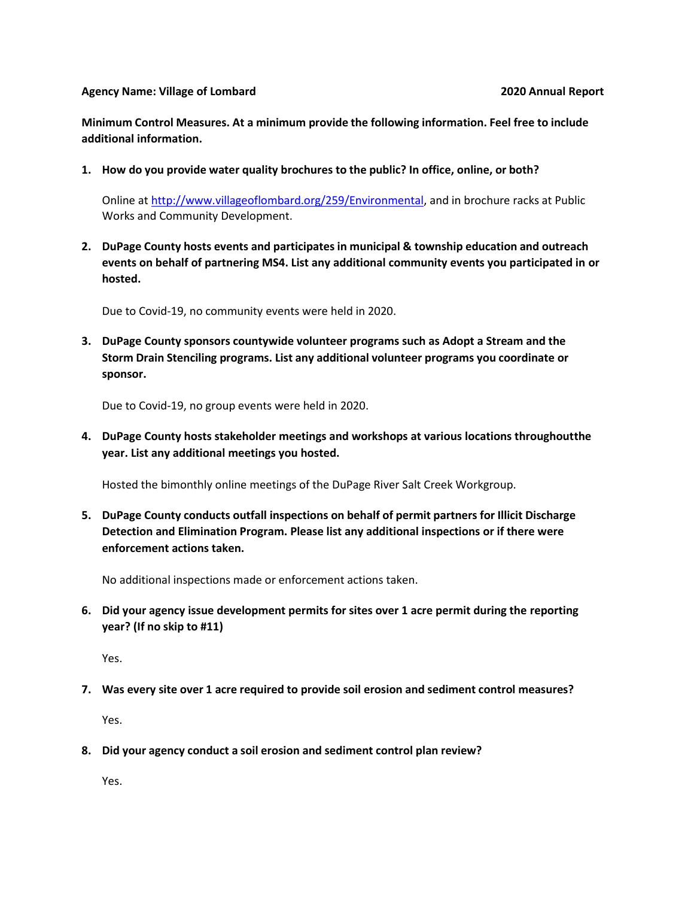**Agency Name: Village of Lombard** **2020 Annual Report**

**Minimum Control Measures. At a minimum provide the following information. Feel free to include additional information.**

1. **How do you provide water quality brochures to the public? In office, online, or both?**

   Online at http://www.villageoflombard.org/259/Environmental, and in brochure racks at Public Works and Community Development.

2. **DuPage County hosts events and participates in municipal & township education and outreach events on behalf of partnering MS4. List any additional community events you participated in or hosted.**

   Due to Covid-19, no community events were held in 2020.

3. **DuPage County sponsors countywide volunteer programs such as Adopt a Stream and the Storm Drain Stenciling programs. List any additional volunteer programs you coordinate or sponsor.**

   Due to Covid-19, no group events were held in 2020.

4. **DuPage County hosts stakeholder meetings and workshops at various locations throughoutthe year. List any additional meetings you hosted.**

   Hosted the bimonthly online meetings of the DuPage River Salt Creek Workgroup.

5. **DuPage County conducts outfall inspections on behalf of permit partners for Illicit Discharge Detection and Elimination Program. Please list any additional inspections or if there were enforcement actions taken.**

   No additional inspections made or enforcement actions taken.

6. **Did your agency issue development permits for sites over 1 acre permit during the reporting year? (If no skip to #11)**

   Yes.

7. **Was every site over 1 acre required to provide soil erosion and sediment control measures?**

   Yes.

8. **Did your agency conduct a soil erosion and sediment control plan review?**

   Yes.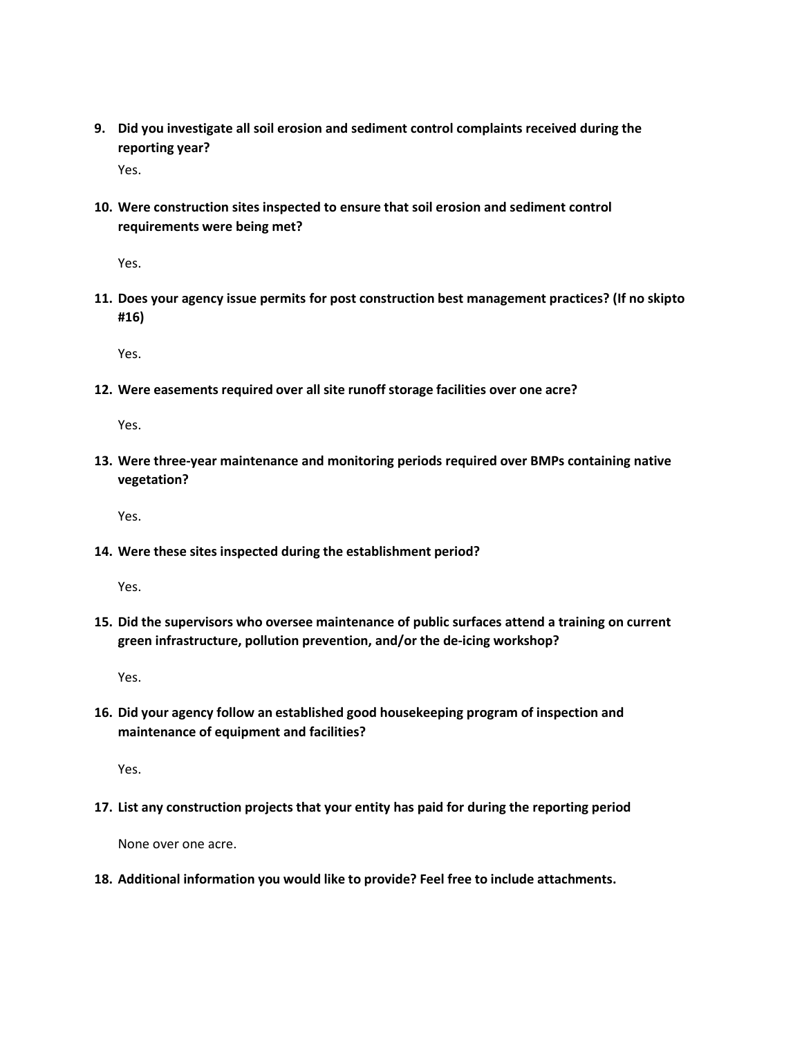9. **Did you investigate all soil erosion and sediment control complaints received during the reporting year?**

   Yes.

10. **Were construction sites inspected to ensure that soil erosion and sediment control requirements were being met?**

    Yes.

11. **Does your agency issue permits for post construction best management practices? (If no skipto #16)**

    Yes.

12. **Were easements required over all site runoff storage facilities over one acre?**

    Yes.

13. **Were three-year maintenance and monitoring periods required over BMPs containing native vegetation?**

    Yes.

14. **Were these sites inspected during the establishment period?**

    Yes.

15. **Did the supervisors who oversee maintenance of public surfaces attend a training on current green infrastructure, pollution prevention, and/or the de-icing workshop?**

    Yes.

16. **Did your agency follow an established good housekeeping program of inspection and maintenance of equipment and facilities?**

    Yes.

17. **List any construction projects that your entity has paid for during the reporting period**

    None over one acre.

18. **Additional information you would like to provide? Feel free to include attachments.**